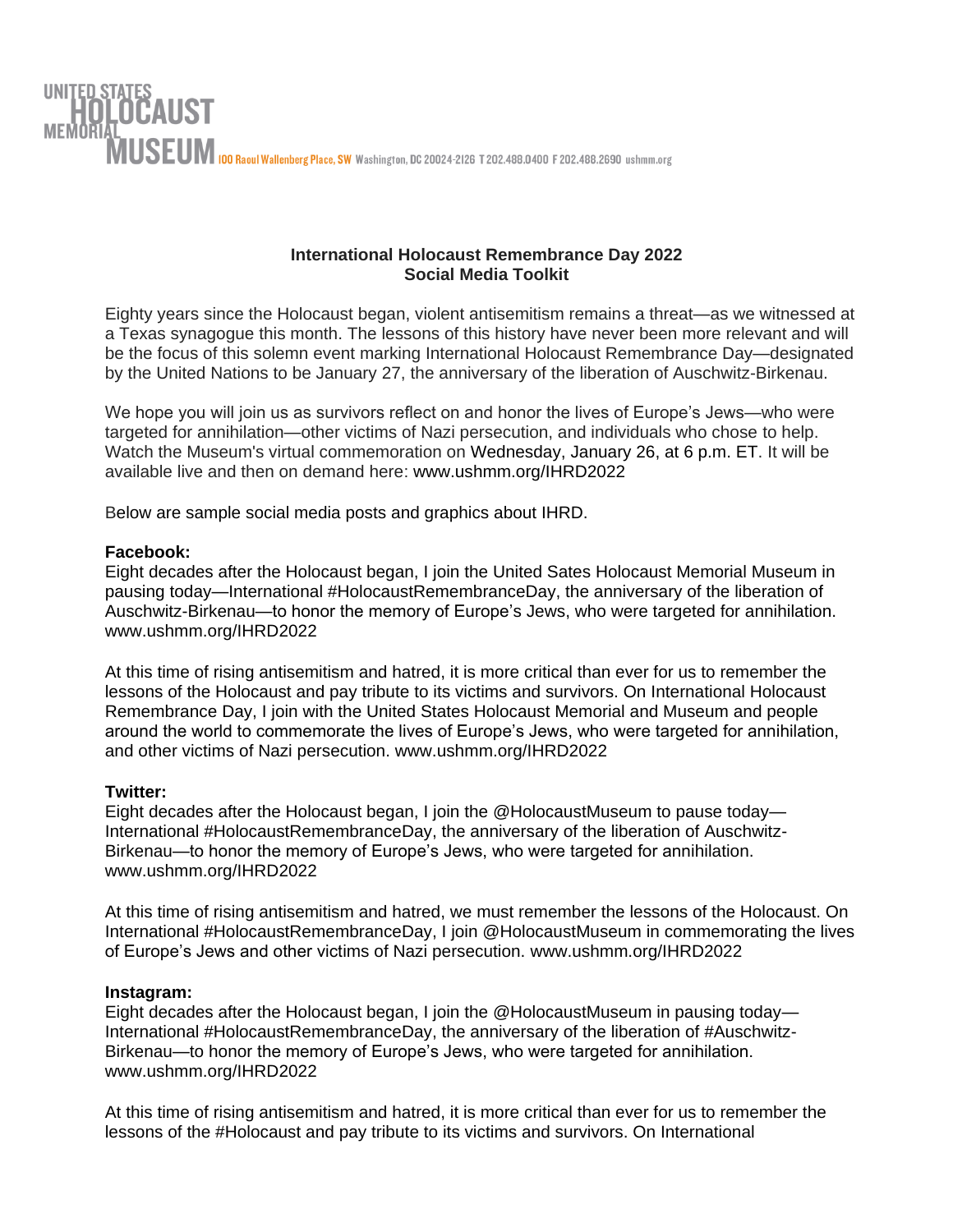UNITED STATES HOLOCAUST MEMORIAL MUSEUM 100 Raoul Wallenberg Place, SW Washington, DC 20024-2126 T 202.488.0400 F 202.488.2690 ushmm.org

**International Holocaust Remembrance Day 2022**
**Social Media Toolkit**

Eighty years since the Holocaust began, violent antisemitism remains a threat—as we witnessed at a Texas synagogue this month. The lessons of this history have never been more relevant and will be the focus of this solemn event marking International Holocaust Remembrance Day—designated by the United Nations to be January 27, the anniversary of the liberation of Auschwitz-Birkenau.

We hope you will join us as survivors reflect on and honor the lives of Europe's Jews—who were targeted for annihilation—other victims of Nazi persecution, and individuals who chose to help. Watch the Museum's virtual commemoration on Wednesday, January 26, at 6 p.m. ET. It will be available live and then on demand here: www.ushmm.org/IHRD2022

Below are sample social media posts and graphics about IHRD.

**Facebook:**
Eight decades after the Holocaust began, I join the United Sates Holocaust Memorial Museum in pausing today—International #HolocaustRemembranceDay, the anniversary of the liberation of Auschwitz-Birkenau—to honor the memory of Europe's Jews, who were targeted for annihilation. www.ushmm.org/IHRD2022

At this time of rising antisemitism and hatred, it is more critical than ever for us to remember the lessons of the Holocaust and pay tribute to its victims and survivors. On International Holocaust Remembrance Day, I join with the United States Holocaust Memorial and Museum and people around the world to commemorate the lives of Europe's Jews, who were targeted for annihilation, and other victims of Nazi persecution. www.ushmm.org/IHRD2022

**Twitter:**
Eight decades after the Holocaust began, I join the @HolocaustMuseum to pause today—International #HolocaustRemembranceDay, the anniversary of the liberation of Auschwitz-Birkenau—to honor the memory of Europe's Jews, who were targeted for annihilation. www.ushmm.org/IHRD2022

At this time of rising antisemitism and hatred, we must remember the lessons of the Holocaust. On International #HolocaustRemembranceDay, I join @HolocaustMuseum in commemorating the lives of Europe's Jews and other victims of Nazi persecution. www.ushmm.org/IHRD2022

**Instagram:**
Eight decades after the Holocaust began, I join the @HolocaustMuseum in pausing today—International #HolocaustRemembranceDay, the anniversary of the liberation of #Auschwitz-Birkenau—to honor the memory of Europe's Jews, who were targeted for annihilation. www.ushmm.org/IHRD2022

At this time of rising antisemitism and hatred, it is more critical than ever for us to remember the lessons of the #Holocaust and pay tribute to its victims and survivors. On International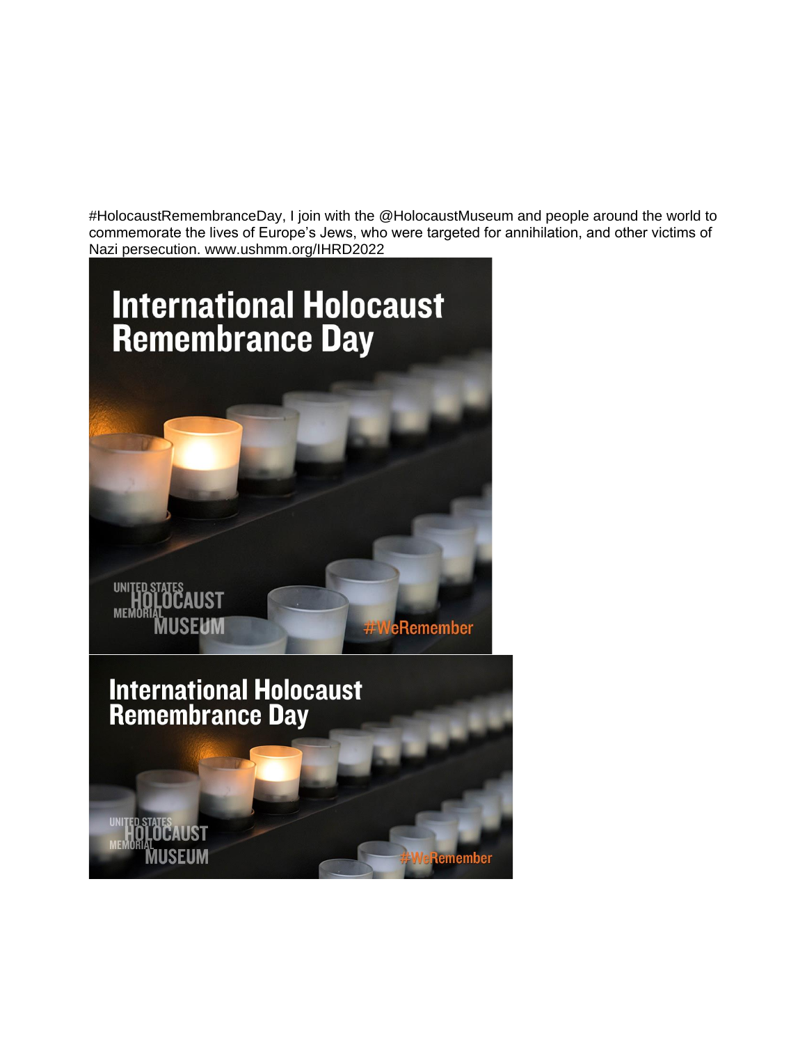#HolocaustRemembranceDay, I join with the @HolocaustMuseum and people around the world to commemorate the lives of Europe's Jews, who were targeted for annihilation, and other victims of Nazi persecution. www.ushmm.org/IHRD2022

International Holocaust Remembrance Day

UNITED STATES HOLOCAUST MEMORIAL MUSEUM

#WeRemember

International Holocaust Remembrance Day

UNITED STATES HOLOCAUST MEMORIAL MUSEUM

#WeRemember